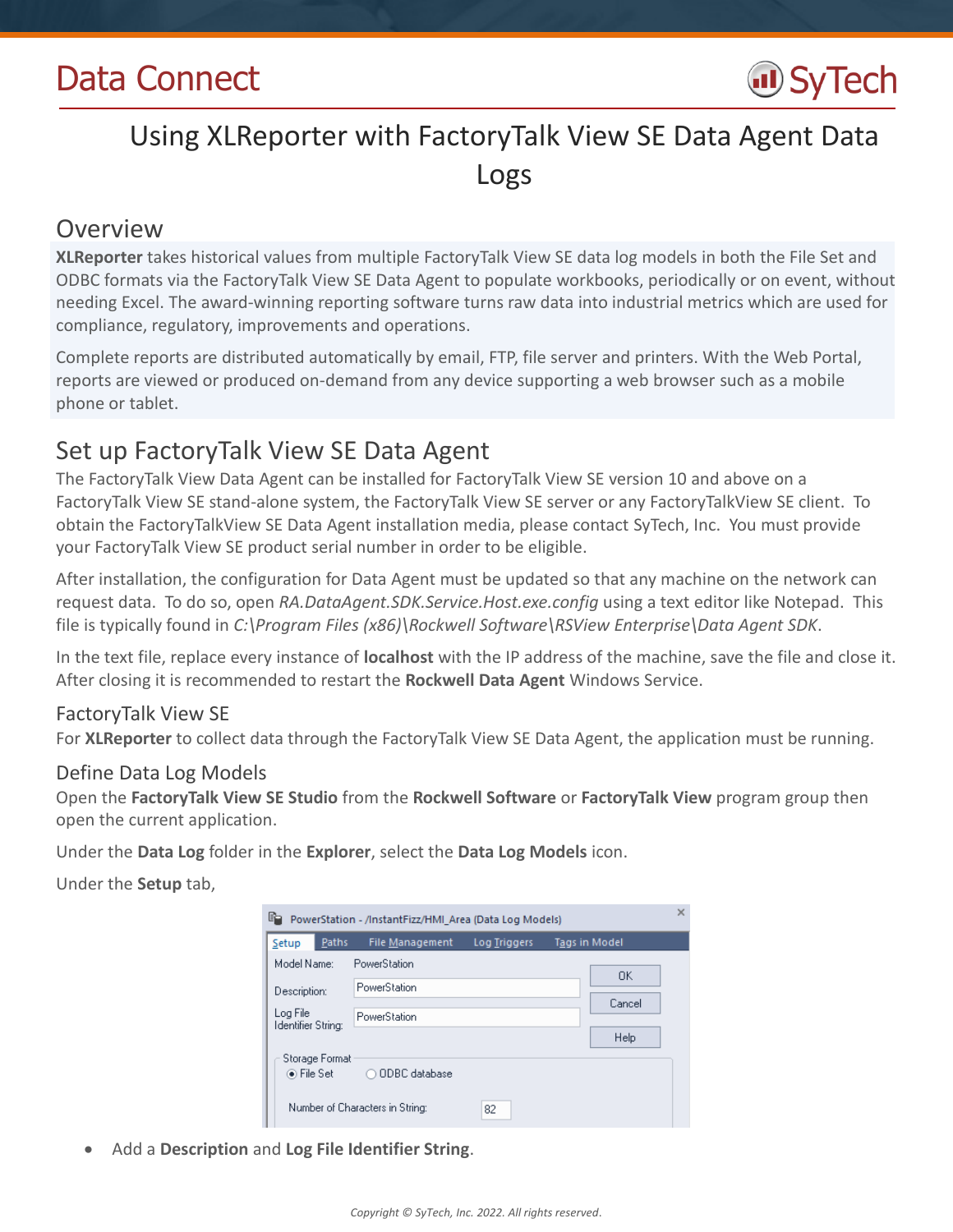# Data Connect

## Using XLReporter with FactoryTalk View SE Data Agent Data Logs

## Overview

**XLReporter** takes historical values from multiple FactoryTalk View SE data log models in both the File Set and ODBC formats via the FactoryTalk View SE Data Agent to populate workbooks, periodically or on event, without needing Excel. The award-winning reporting software turns raw data into industrial metrics which are used for compliance, regulatory, improvements and operations.

Complete reports are distributed automatically by email, FTP, file server and printers. With the Web Portal, reports are viewed or produced on-demand from any device supporting a web browser such as a mobile phone or tablet.

## Set up FactoryTalk View SE Data Agent

The FactoryTalk View Data Agent can be installed for FactoryTalk View SE version 10 and above on a FactoryTalk View SE stand-alone system, the FactoryTalk View SE server or any FactoryTalkView SE client. To obtain the FactoryTalkView SE Data Agent installation media, please contact SyTech, Inc. You must provide your FactoryTalk View SE product serial number in order to be eligible.

After installation, the configuration for Data Agent must be updated so that any machine on the network can request data. To do so, open *RA.DataAgent.SDK.Service.Host.exe.config* using a text editor like Notepad. This file is typically found in *C:\Program Files (x86)\Rockwell Software\RSView Enterprise\Data Agent SDK*.

In the text file, replace every instance of **localhost** with the IP address of the machine, save the file and close it. After closing it is recommended to restart the **Rockwell Data Agent** Windows Service.

### FactoryTalk View SE

For **XLReporter** to collect data through the FactoryTalk View SE Data Agent, the application must be running.

### Define Data Log Models

Open the **FactoryTalk View SE Studio** from the **Rockwell Software** or **FactoryTalk View** program group then open the current application.

Under the **Data Log** folder in the **Explorer**, select the **Data Log Models** icon.

Under the **Setup** tab,

- Add a **Description** and **Log File Identifier String**.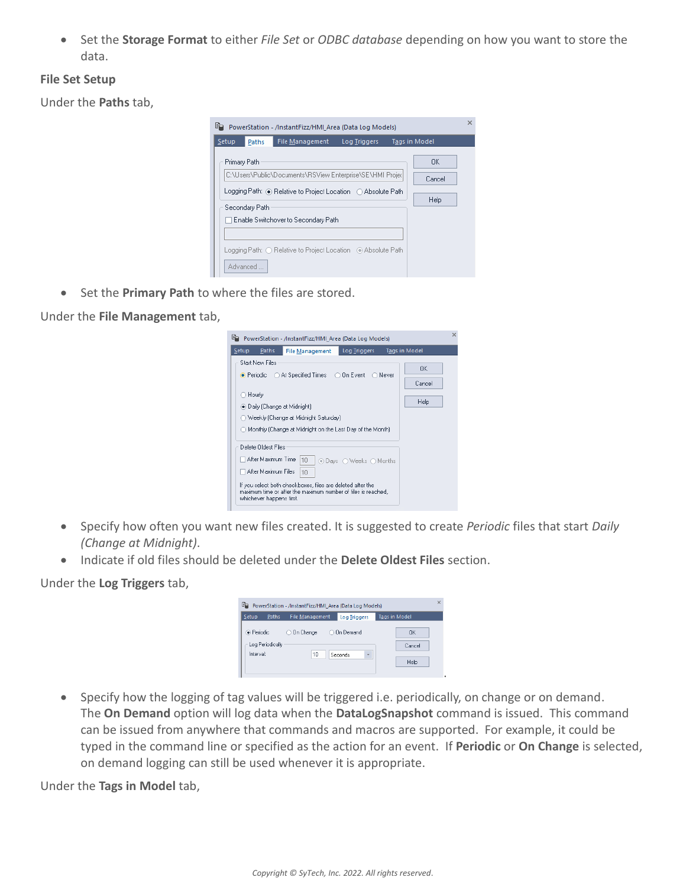- Set the **Storage Format** to either *File Set* or *ODBC database* depending on how you want to store the data.

**File Set Setup**

Under the **Paths** tab,

- Set the **Primary Path** to where the files are stored.

Under the **File Management** tab,

- Specify how often you want new files created. It is suggested to create *Periodic* files that start *Daily (Change at Midnight)*.
- Indicate if old files should be deleted under the **Delete Oldest Files** section.

Under the **Log Triggers** tab,

- Specify how the logging of tag values will be triggered i.e. periodically, on change or on demand. The **On Demand** option will log data when the **DataLogSnapshot** command is issued. This command can be issued from anywhere that commands and macros are supported. For example, it could be typed in the command line or specified as the action for an event. If **Periodic** or **On Change** is selected, on demand logging can still be used whenever it is appropriate.

Under the **Tags in Model** tab,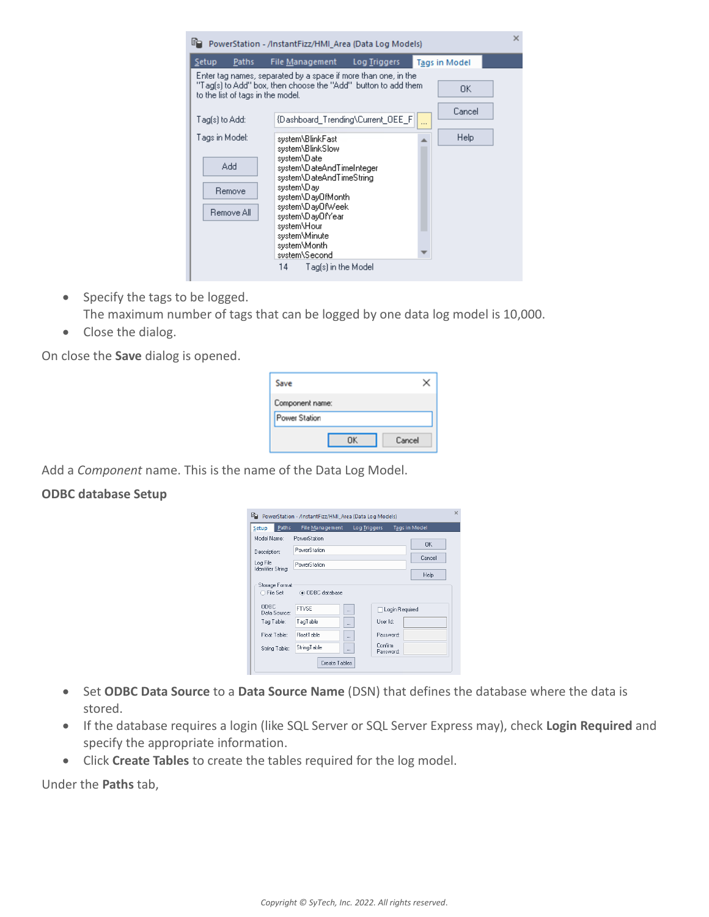- Specify the tags to be logged.
  The maximum number of tags that can be logged by one data log model is 10,000.
- Close the dialog.

On close the **Save** dialog is opened.

Add a *Component* name. This is the name of the Data Log Model.

**ODBC database Setup**

- Set **ODBC Data Source** to a **Data Source Name** (DSN) that defines the database where the data is stored.
- If the database requires a login (like SQL Server or SQL Server Express may), check **Login Required** and specify the appropriate information.
- Click **Create Tables** to create the tables required for the log model.

Under the **Paths** tab,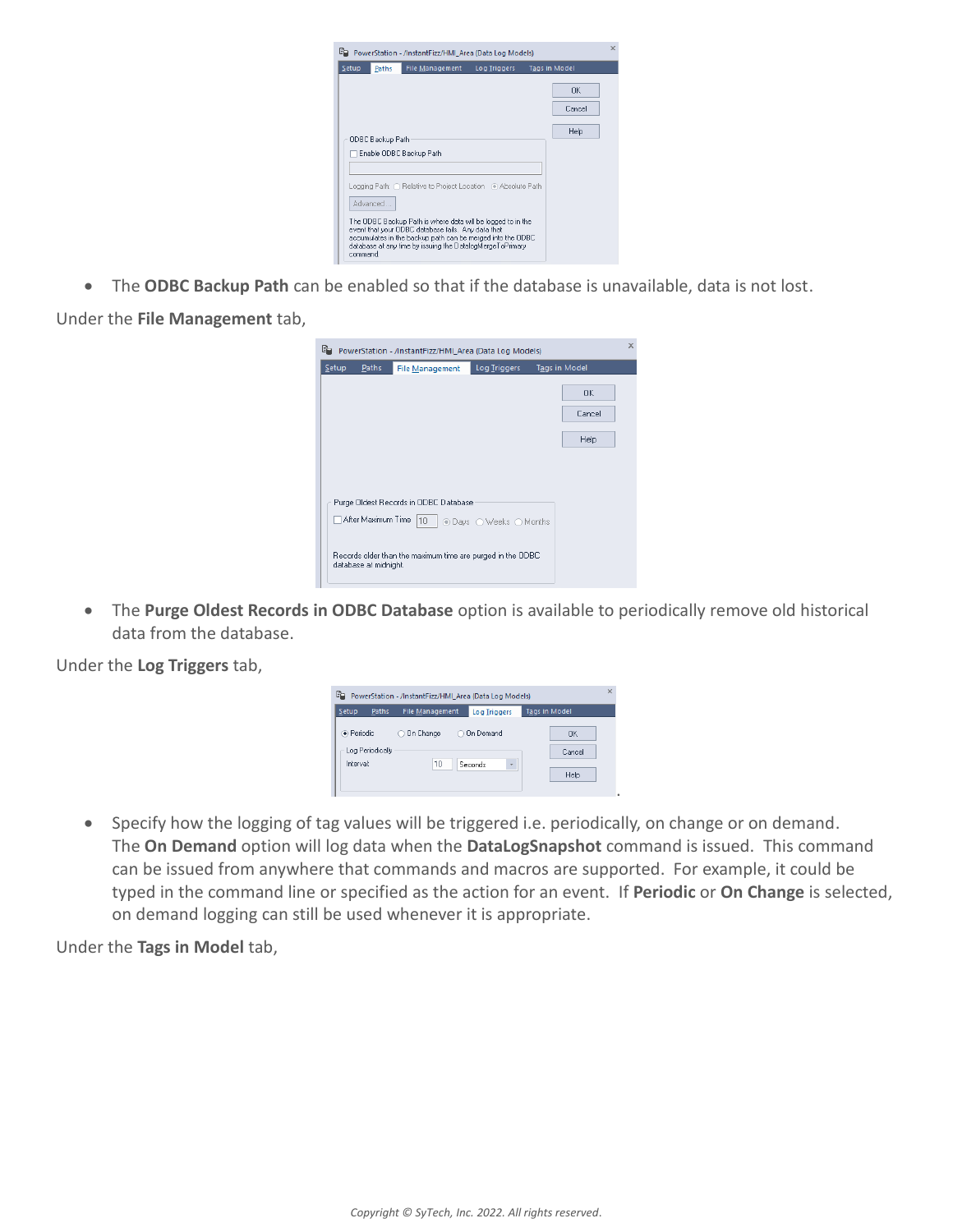- The **ODBC Backup Path** can be enabled so that if the database is unavailable, data is not lost.

Under the **File Management** tab,

- The **Purge Oldest Records in ODBC Database** option is available to periodically remove old historical data from the database.

Under the **Log Triggers** tab,

- Specify how the logging of tag values will be triggered i.e. periodically, on change or on demand. The **On Demand** option will log data when the **DataLogSnapshot** command is issued. This command can be issued from anywhere that commands and macros are supported. For example, it could be typed in the command line or specified as the action for an event. If **Periodic** or **On Change** is selected, on demand logging can still be used whenever it is appropriate.

Under the **Tags in Model** tab,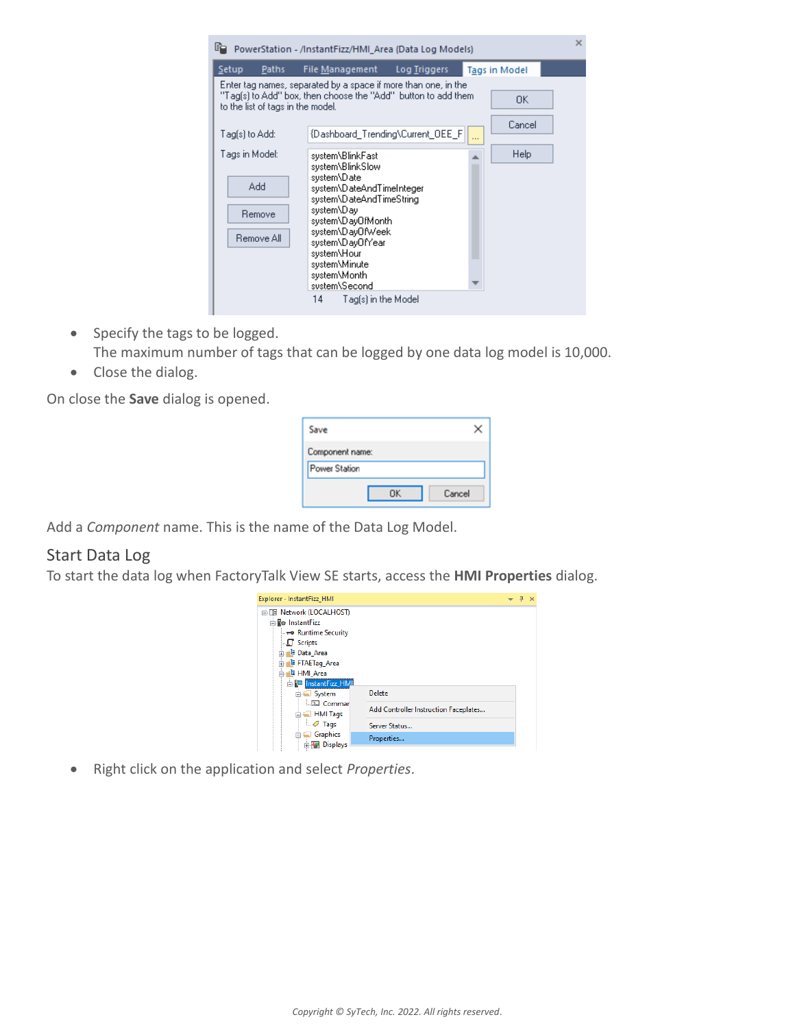- Specify the tags to be logged.
  The maximum number of tags that can be logged by one data log model is 10,000.
- Close the dialog.

On close the **Save** dialog is opened.

Add a *Component* name. This is the name of the Data Log Model.

## Start Data Log

To start the data log when FactoryTalk View SE starts, access the **HMI Properties** dialog.

- Right click on the application and select *Properties*.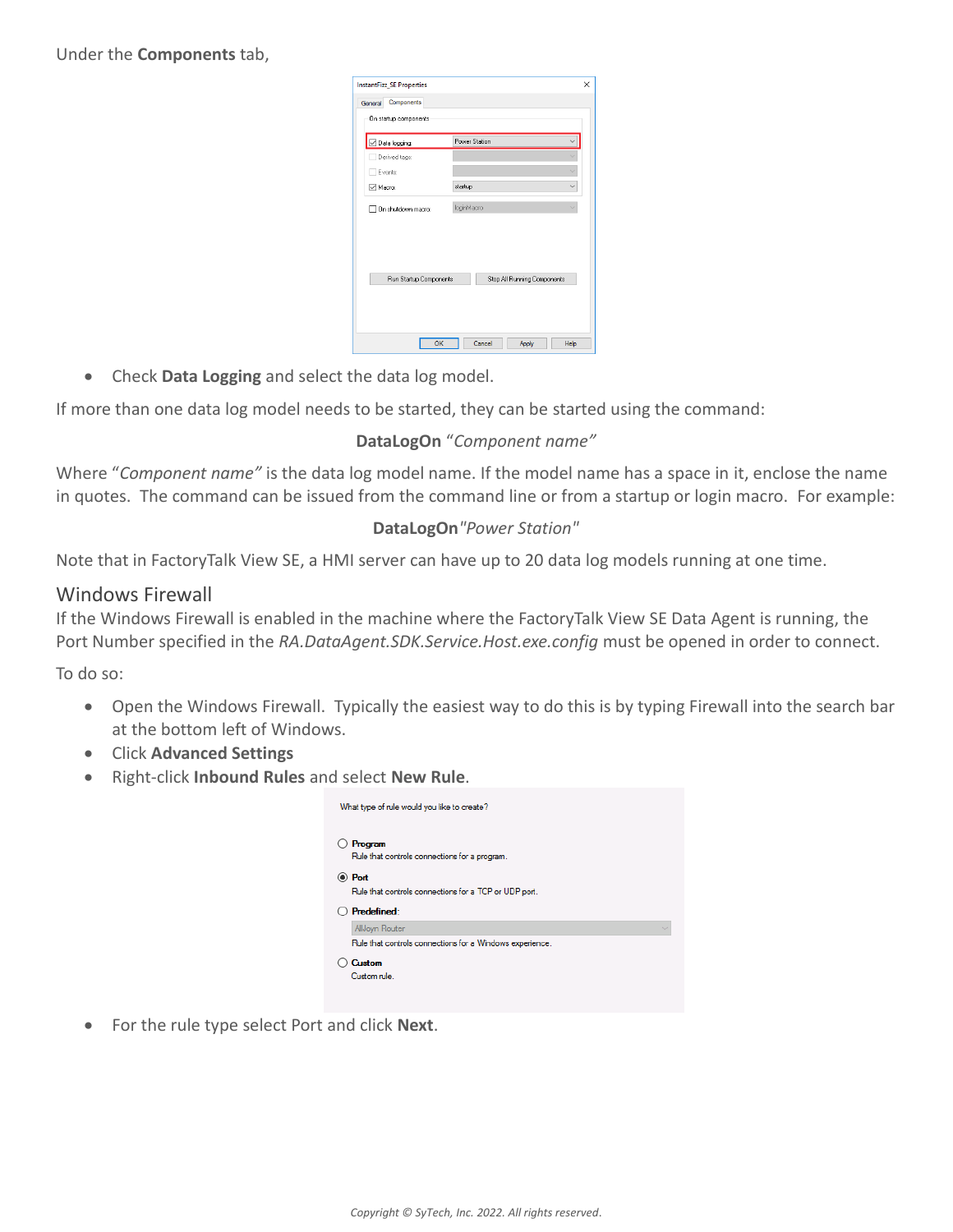Under the **Components** tab,

- Check **Data Logging** and select the data log model.

If more than one data log model needs to be started, they can be started using the command:

**DataLogOn** *"Component name"*

Where *"Component name"* is the data log model name. If the model name has a space in it, enclose the name in quotes. The command can be issued from the command line or from a startup or login macro. For example:

**DataLogOn***"Power Station"*

Note that in FactoryTalk View SE, a HMI server can have up to 20 data log models running at one time.

## Windows Firewall

If the Windows Firewall is enabled in the machine where the FactoryTalk View SE Data Agent is running, the Port Number specified in the *RA.DataAgent.SDK.Service.Host.exe.config* must be opened in order to connect.

To do so:

- Open the Windows Firewall. Typically the easiest way to do this is by typing Firewall into the search bar at the bottom left of Windows.
- Click **Advanced Settings**
- Right-click **Inbound Rules** and select **New Rule**.

- For the rule type select Port and click **Next**.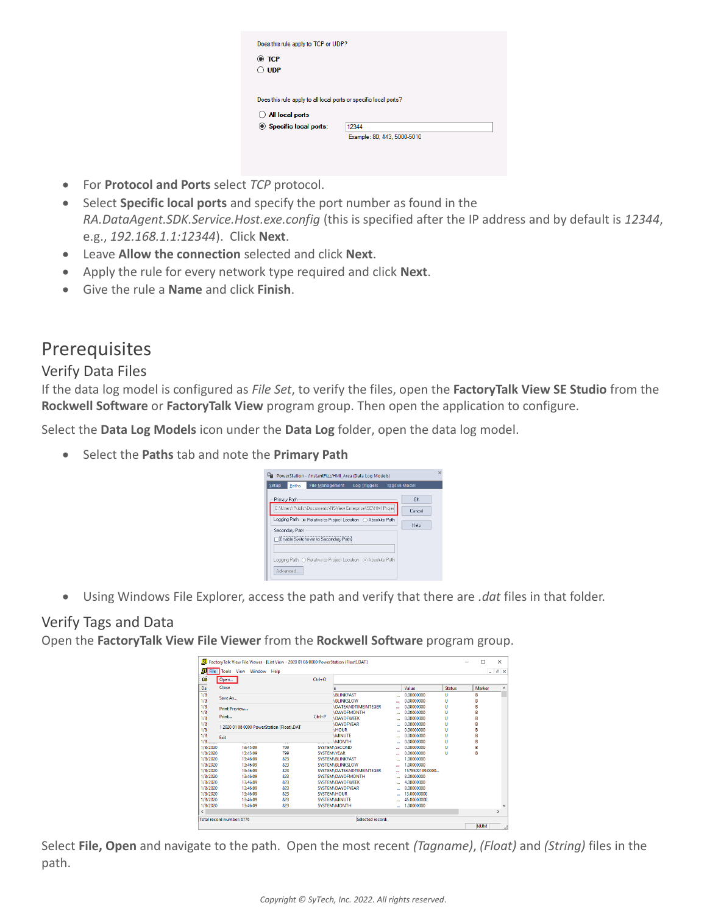- For **Protocol and Ports** select *TCP* protocol.
- Select **Specific local ports** and specify the port number as found in the *RA.DataAgent.SDK.Service.Host.exe.config* (this is specified after the IP address and by default is *12344*, e.g., *192.168.1.1:12344*). Click **Next**.
- Leave **Allow the connection** selected and click **Next**.
- Apply the rule for every network type required and click **Next**.
- Give the rule a **Name** and click **Finish**.

# Prerequisites

## Verify Data Files

If the data log model is configured as *File Set*, to verify the files, open the **FactoryTalk View SE Studio** from the **Rockwell Software** or **FactoryTalk View** program group. Then open the application to configure.

Select the **Data Log Models** icon under the **Data Log** folder, open the data log model.

- Select the **Paths** tab and note the **Primary Path**

- Using Windows File Explorer, access the path and verify that there are *.dat* files in that folder.

## Verify Tags and Data

Open the **FactoryTalk View File Viewer** from the **Rockwell Software** program group.

Select **File, Open** and navigate to the path. Open the most recent *(Tagname)*, *(Float)* and *(String)* files in the path.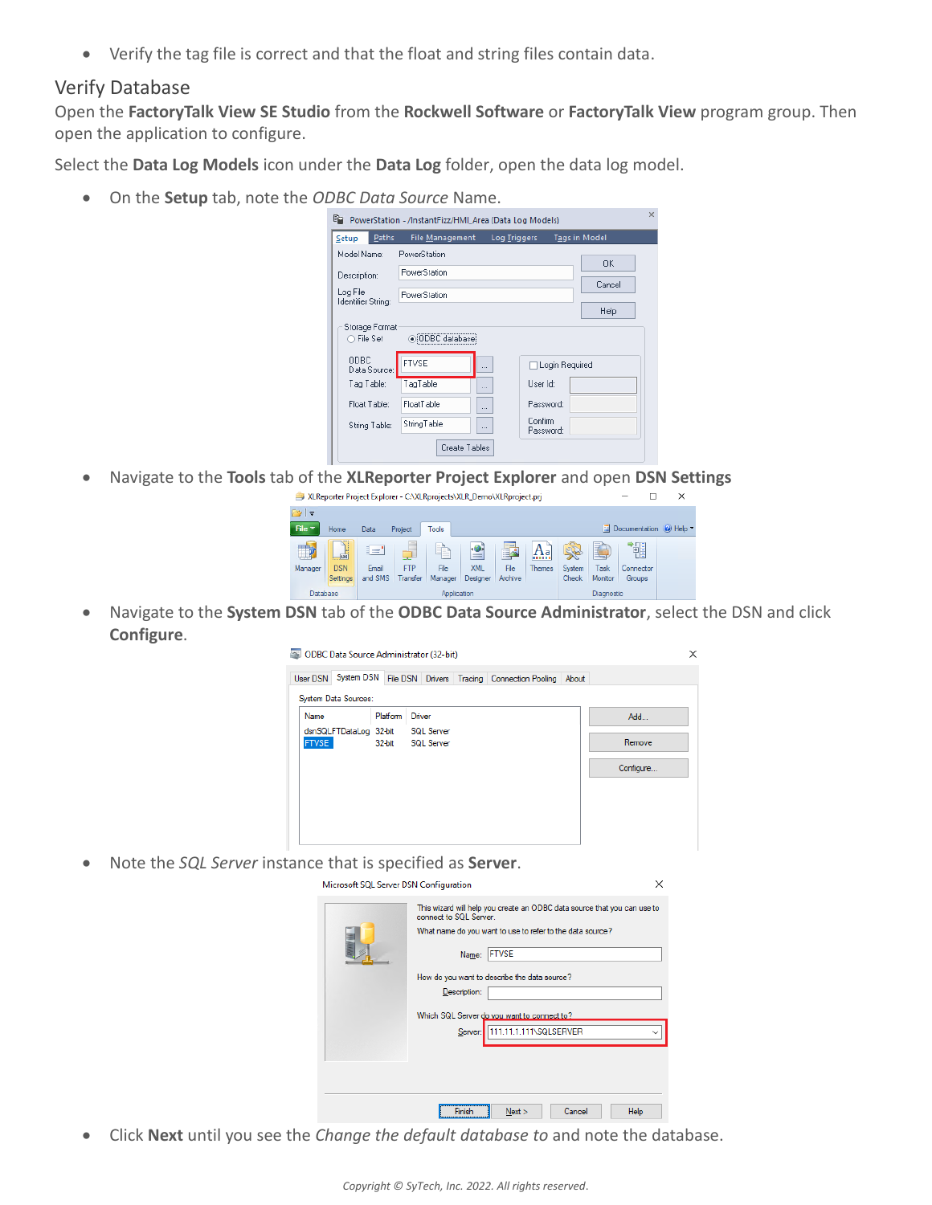- Verify the tag file is correct and that the float and string files contain data.

## Verify Database

Open the **FactoryTalk View SE Studio** from the **Rockwell Software** or **FactoryTalk View** program group. Then open the application to configure.

Select the **Data Log Models** icon under the **Data Log** folder, open the data log model.

- On the **Setup** tab, note the *ODBC Data Source* Name.
- Navigate to the **Tools** tab of the **XLReporter Project Explorer** and open **DSN Settings**
- Navigate to the **System DSN** tab of the **ODBC Data Source Administrator**, select the DSN and click **Configure**.
- Note the *SQL Server* instance that is specified as **Server**.
- Click **Next** until you see the *Change the default database to* and note the database.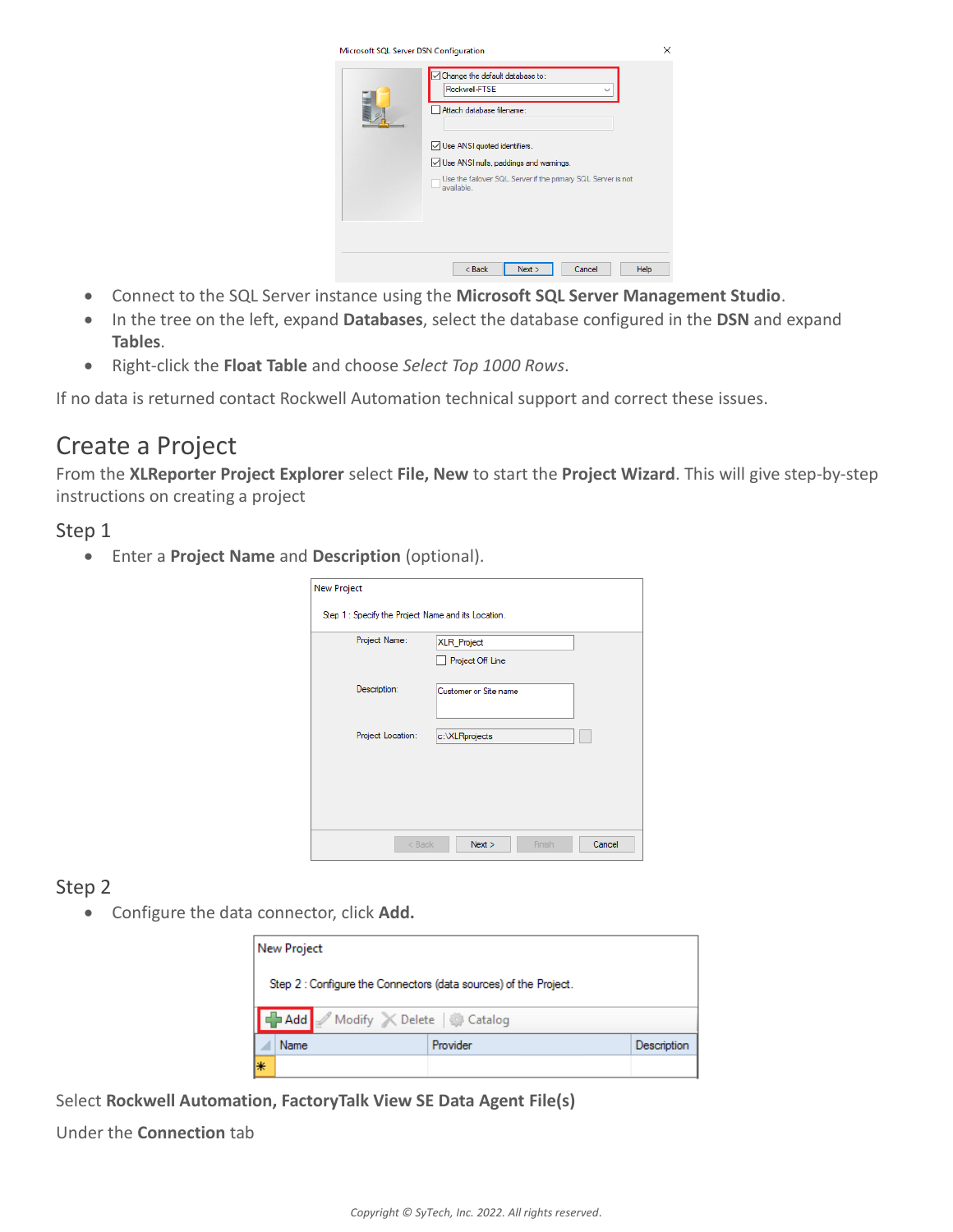- Connect to the SQL Server instance using the **Microsoft SQL Server Management Studio**.
- In the tree on the left, expand **Databases**, select the database configured in the **DSN** and expand **Tables**.
- Right-click the **Float Table** and choose *Select Top 1000 Rows*.

If no data is returned contact Rockwell Automation technical support and correct these issues.

## Create a Project

From the **XLReporter Project Explorer** select **File, New** to start the **Project Wizard**. This will give step-by-step instructions on creating a project

### Step 1

- Enter a **Project Name** and **Description** (optional).

### Step 2

- Configure the data connector, click **Add.**

Select **Rockwell Automation, FactoryTalk View SE Data Agent File(s)**

Under the **Connection** tab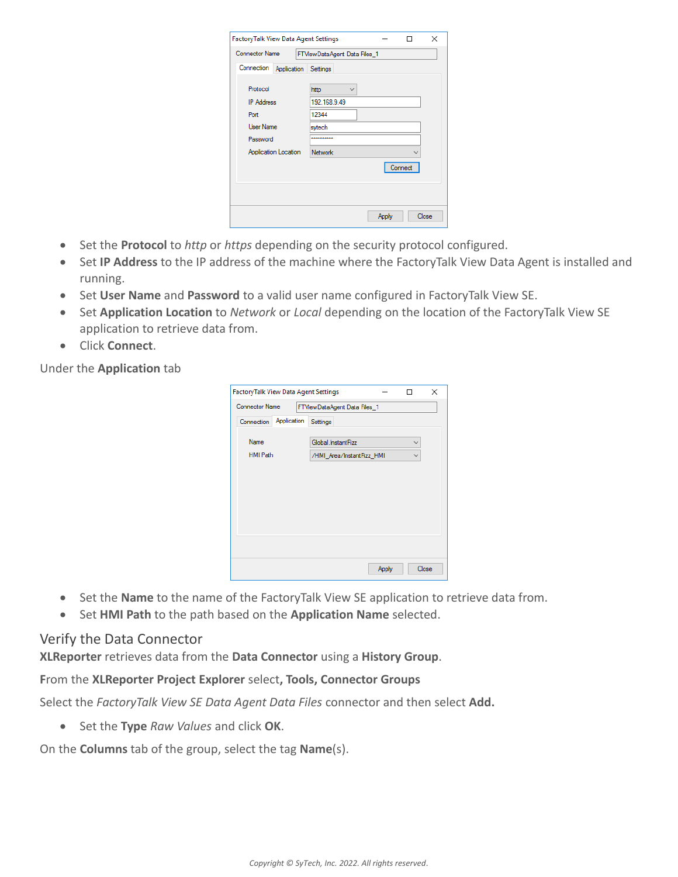- Set the **Protocol** to *http* or *https* depending on the security protocol configured.
- Set **IP Address** to the IP address of the machine where the FactoryTalk View Data Agent is installed and running.
- Set **User Name** and **Password** to a valid user name configured in FactoryTalk View SE.
- Set **Application Location** to *Network* or *Local* depending on the location of the FactoryTalk View SE application to retrieve data from.
- Click **Connect**.

Under the **Application** tab

- Set the **Name** to the name of the FactoryTalk View SE application to retrieve data from.
- Set **HMI Path** to the path based on the **Application Name** selected.

## Verify the Data Connector

**XLReporter** retrieves data from the **Data Connector** using a **History Group**.

**F**rom the **XLReporter Project Explorer** select**, Tools, Connector Groups**

Select the *FactoryTalk View SE Data Agent Data Files* connector and then select **Add.**

- Set the **Type** *Raw Values* and click **OK**.

On the **Columns** tab of the group, select the tag **Name**(s).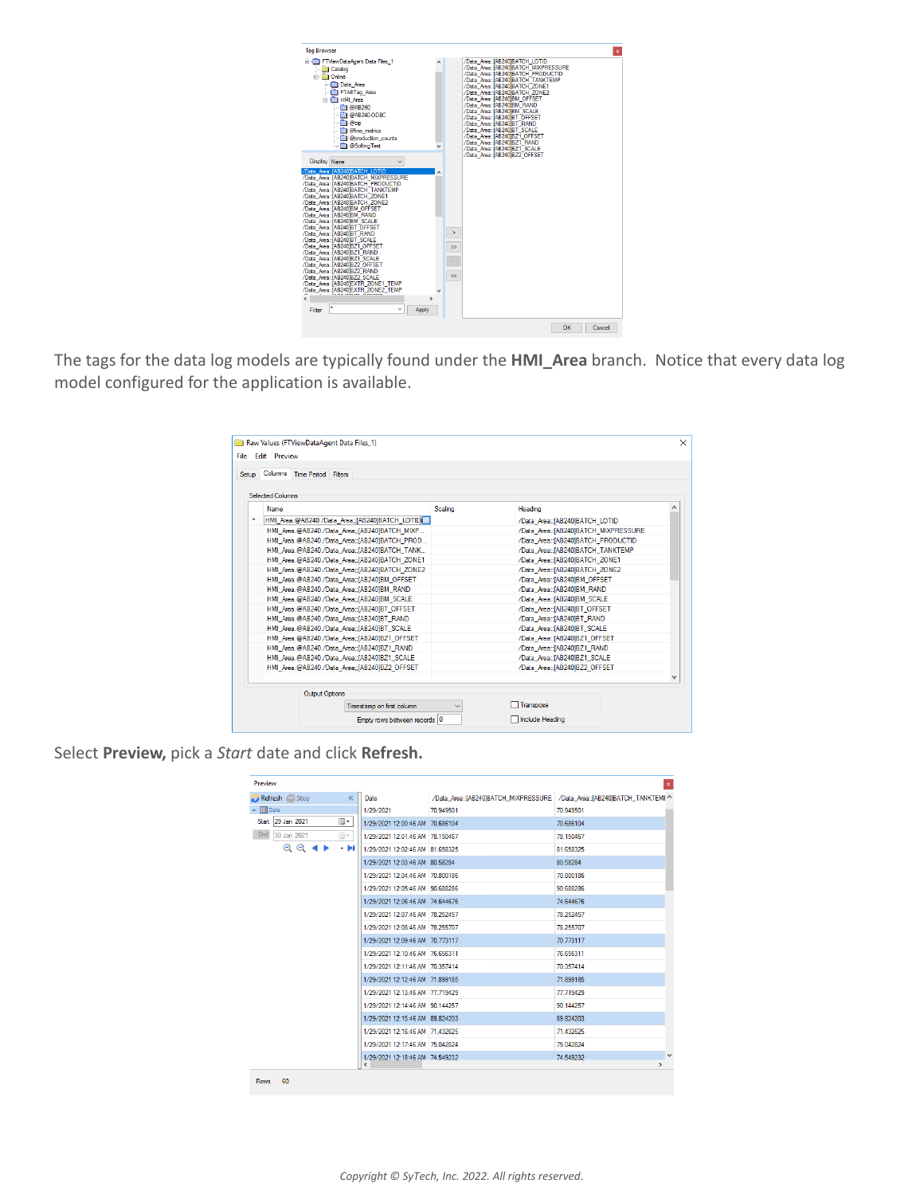The tags for the data log models are typically found under the **HMI_Area** branch. Notice that every data log model configured for the application is available.

Select **Preview,** pick a *Start* date and click **Refresh.**